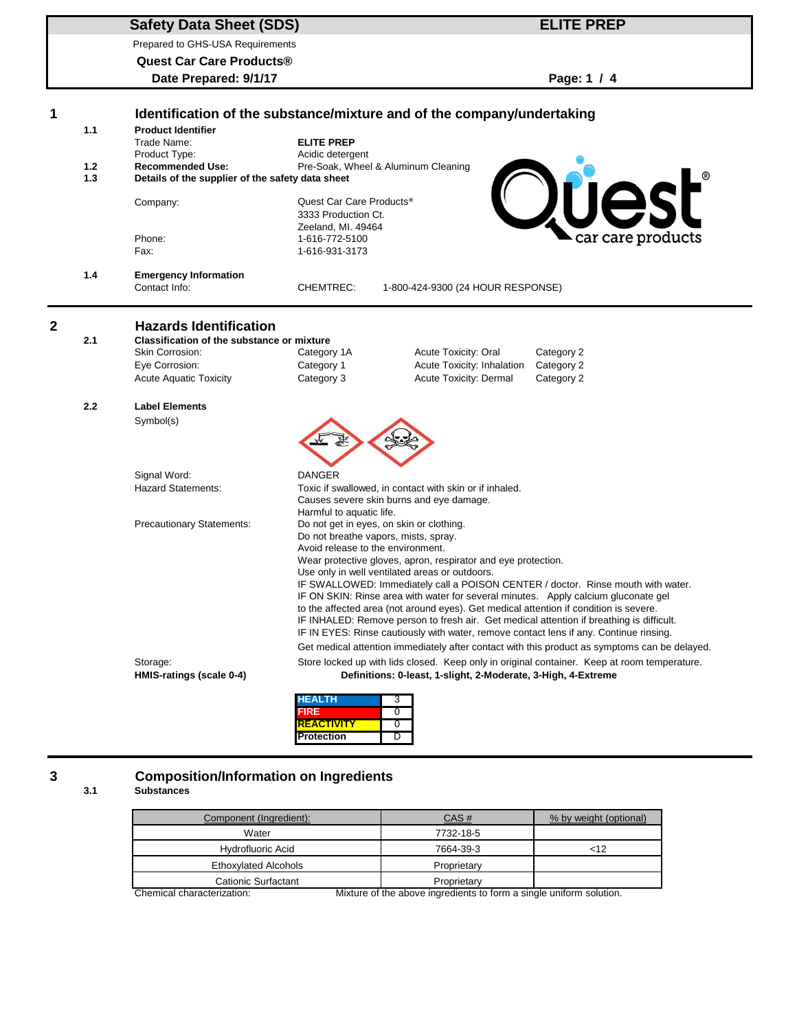# Safety Data Sheet (SDS) — ELITE PREP

Prepared to GHS-USA Requirements

**Quest Car Care Products®**

**Date Prepared: 9/1/17**

## 1 Identification of the substance/mixture and of the company/undertaking

**1.1 Product Identifier**

| | |
|---|---|
| Trade Name: | **ELITE PREP** |
| Product Type: | Acidic detergent |

**1.2 Recommended Use:** Pre-Soak, Wheel & Aluminum Cleaning

**1.3 Details of the supplier of the safety data sheet**

| | |
|---|---|
| Company: | Quest Car Care Products®<br>3333 Production Ct.<br>Zeeland, MI. 49464 |
| Phone: | 1-616-772-5100 |
| Fax: | 1-616-931-3173 |

**1.4 Emergency Information**

Contact Info: CHEMTREC: 1-800-424-9300 (24 HOUR RESPONSE)

## 2 Hazards Identification

**2.1 Classification of the substance or mixture**

| | | | |
|---|---|---|---|
| Skin Corrosion: | Category 1A | Acute Toxicity: Oral | Category 2 |
| Eye Corrosion: | Category 1 | Acute Toxicity: Inhalation | Category 2 |
| Acute Aquatic Toxicity | Category 3 | Acute Toxicity: Dermal | Category 2 |

**2.2 Label Elements**

Symbol(s)

Signal Word: DANGER

Hazard Statements:
- Toxic if swallowed, in contact with skin or if inhaled.
- Causes severe skin burns and eye damage.
- Harmful to aquatic life.

Precautionary Statements:
- Do not get in eyes, on skin or clothing.
- Do not breathe vapors, mists, spray.
- Avoid release to the environment.
- Wear protective gloves, apron, respirator and eye protection.
- Use only in well ventilated areas or outdoors.
- IF SWALLOWED: Immediately call a POISON CENTER / doctor. Rinse mouth with water.
- IF ON SKIN: Rinse area with water for several minutes. Apply calcium gluconate gel to the affected area (not around eyes). Get medical attention if condition is severe.
- IF INHALED: Remove person to fresh air. Get medical attention if breathing is difficult.
- IF IN EYES: Rinse cautiously with water, remove contact lens if any. Continue rinsing.
- Get medical attention immediately after contact with this product as symptoms can be delayed.

Storage: Store locked up with lids closed. Keep only in original container. Keep at room temperature.

**HMIS-ratings (scale 0-4)** — **Definitions: 0-least, 1-slight, 2-Moderate, 3-High, 4-Extreme**

| | |
|---|---|
| HEALTH | 3 |
| FIRE | 0 |
| REACTIVITY | 0 |
| Protection | D |

## 3 Composition/Information on Ingredients

**3.1 Substances**

| Component (Ingredient): | CAS # | % by weight (optional) |
|---|---|---|
| Water | 7732-18-5 | |
| Hydrofluoric Acid | 7664-39-3 | <12 |
| Ethoxylated Alcohols | Proprietary | |
| Cationic Surfactant | Proprietary | |

Chemical characterization: Mixture of the above ingredients to form a single uniform solution.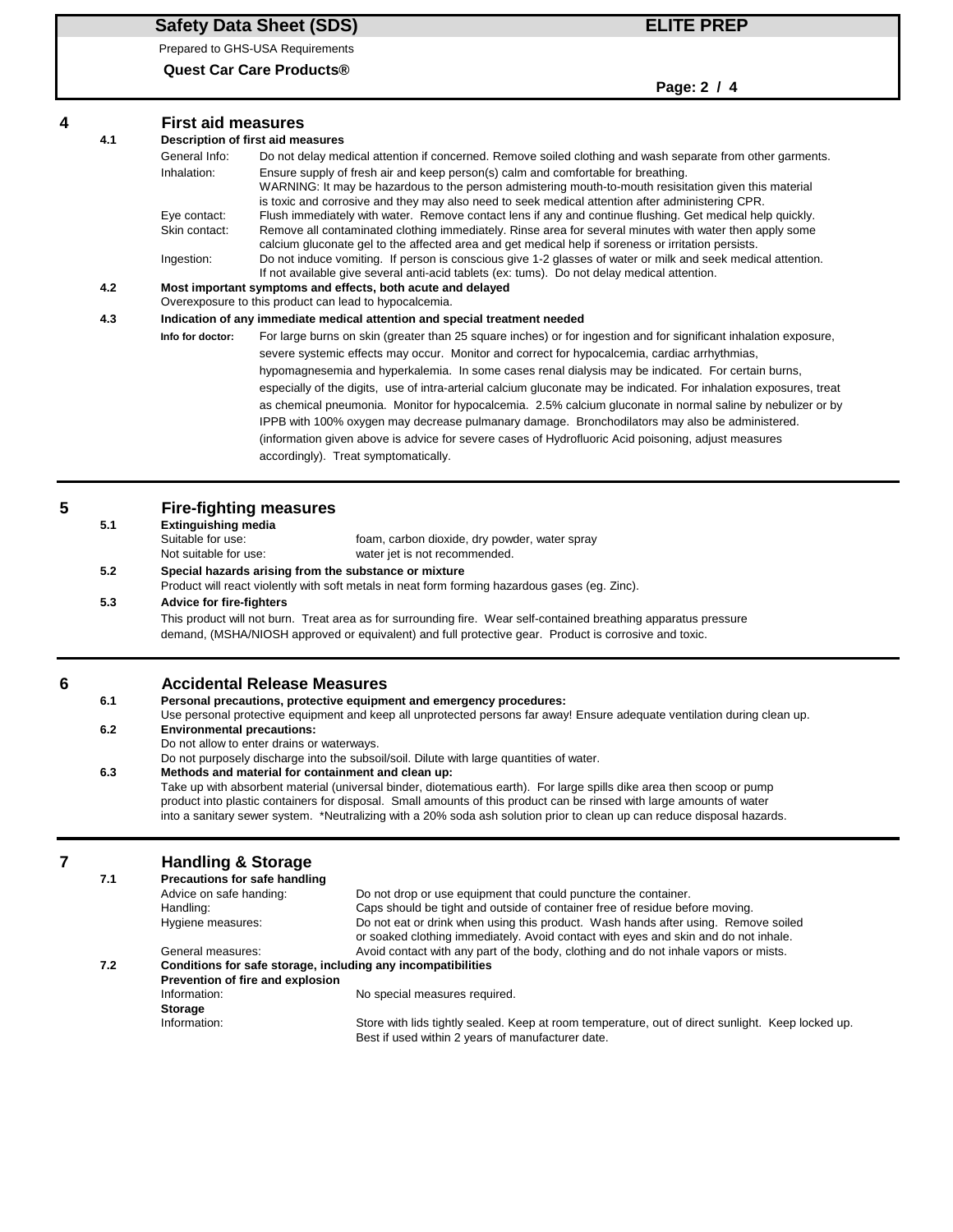## 4 First aid measures

### 4.1 Description of first aid measures

General Info: Do not delay medical attention if concerned. Remove soiled clothing and wash separate from other garments.

Inhalation: Ensure supply of fresh air and keep person(s) calm and comfortable for breathing.
WARNING: It may be hazardous to the person admistering mouth-to-mouth resisitation given this material is toxic and corrosive and they may also need to seek medical attention after administering CPR.

Eye contact: Flush immediately with water. Remove contact lens if any and continue flushing. Get medical help quickly.

Skin contact: Remove all contaminated clothing immediately. Rinse area for several minutes with water then apply some calcium gluconate gel to the affected area and get medical help if soreness or irritation persists.

Ingestion: Do not induce vomiting. If person is conscious give 1-2 glasses of water or milk and seek medical attention. If not available give several anti-acid tablets (ex: tums). Do not delay medical attention.

### 4.2 Most important symptoms and effects, both acute and delayed

Overexposure to this product can lead to hypocalcemia.

### 4.3 Indication of any immediate medical attention and special treatment needed

**Info for doctor:** For large burns on skin (greater than 25 square inches) or for ingestion and for significant inhalation exposure, severe systemic effects may occur. Monitor and correct for hypocalcemia, cardiac arrhythmias, hypomagnesemia and hyperkalemia. In some cases renal dialysis may be indicated. For certain burns, especially of the digits, use of intra-arterial calcium gluconate may be indicated. For inhalation exposures, treat as chemical pneumonia. Monitor for hypocalcemia. 2.5% calcium gluconate in normal saline by nebulizer or by IPPB with 100% oxygen may decrease pulmanary damage. Bronchodilators may also be administered. (information given above is advice for severe cases of Hydrofluoric Acid poisoning, adjust measures accordingly). Treat symptomatically.

## 5 Fire-fighting measures

### 5.1 Extinguishing media

Suitable for use: foam, carbon dioxide, dry powder, water spray
Not suitable for use: water jet is not recommended.

### 5.2 Special hazards arising from the substance or mixture

Product will react violently with soft metals in neat form forming hazardous gases (eg. Zinc).

### 5.3 Advice for fire-fighters

This product will not burn. Treat area as for surrounding fire. Wear self-contained breathing apparatus pressure demand, (MSHA/NIOSH approved or equivalent) and full protective gear. Product is corrosive and toxic.

## 6 Accidental Release Measures

### 6.1 Personal precautions, protective equipment and emergency procedures:

Use personal protective equipment and keep all unprotected persons far away! Ensure adequate ventilation during clean up.

### 6.2 Environmental precautions:

Do not allow to enter drains or waterways.
Do not purposely discharge into the subsoil/soil. Dilute with large quantities of water.

### 6.3 Methods and material for containment and clean up:

Take up with absorbent material (universal binder, diotematious earth). For large spills dike area then scoop or pump product into plastic containers for disposal. Small amounts of this product can be rinsed with large amounts of water into a sanitary sewer system. *Neutralizing with a 20% soda ash solution prior to clean up can reduce disposal hazards.

## 7 Handling & Storage

### 7.1 Precautions for safe handling

Advice on safe handing: Do not drop or use equipment that could puncture the container.
Handling: Caps should be tight and outside of container free of residue before moving.
Hygiene measures: Do not eat or drink when using this product. Wash hands after using. Remove soiled or soaked clothing immediately. Avoid contact with eyes and skin and do not inhale.
General measures: Avoid contact with any part of the body, clothing and do not inhale vapors or mists.

### 7.2 Conditions for safe storage, including any incompatibilities

**Prevention of fire and explosion**

Information: No special measures required.

**Storage**

Information: Store with lids tightly sealed. Keep at room temperature, out of direct sunlight. Keep locked up. Best if used within 2 years of manufacturer date.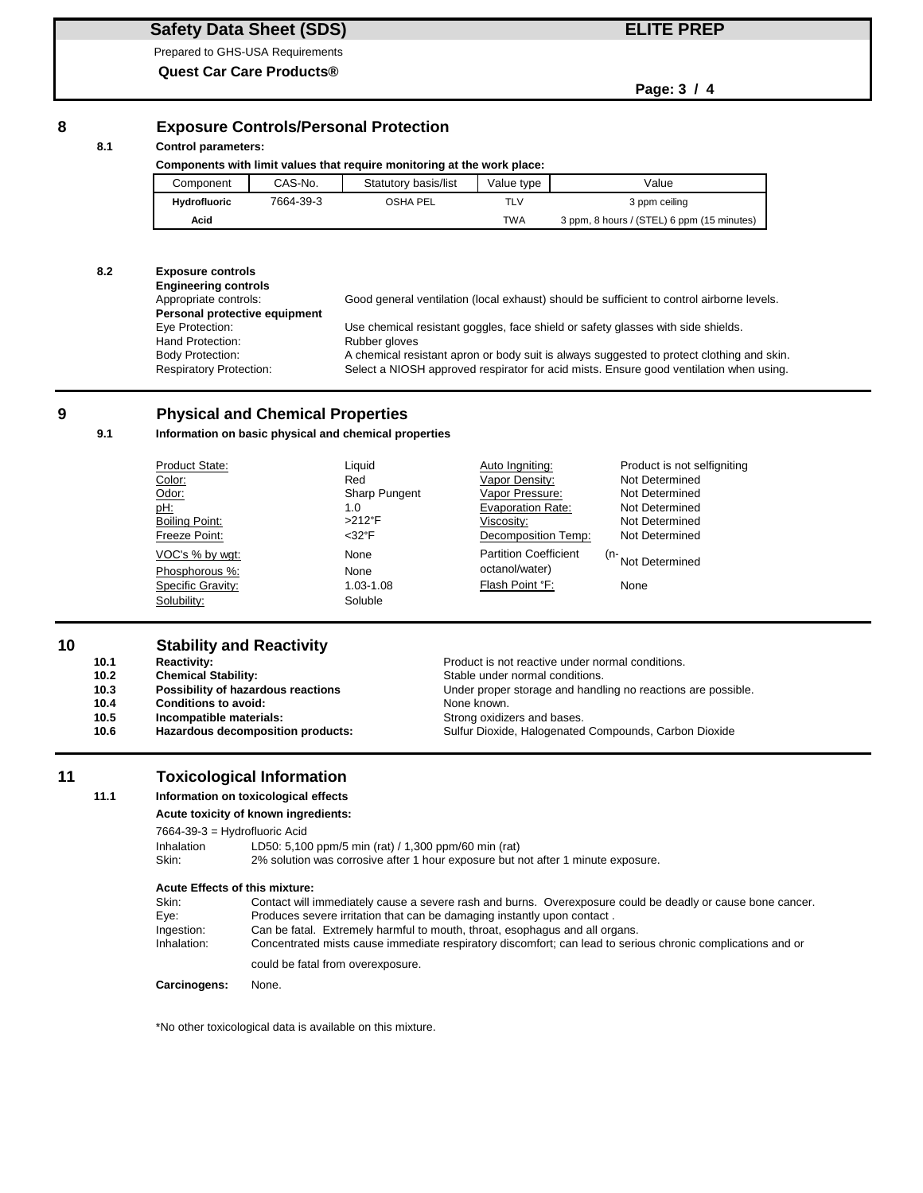## 8 Exposure Controls/Personal Protection

### 8.1 Control parameters:

**Components with limit values that require monitoring at the work place:**

| Component | CAS-No. | Statutory basis/list | Value type | Value |
|---|---|---|---|---|
| **Hydrofluoric Acid** | 7664-39-3 | OSHA PEL | TLV | 3 ppm ceiling |
| | | | TWA | 3 ppm, 8 hours / (STEL) 6 ppm (15 minutes) |

### 8.2 Exposure controls

**Engineering controls**

Appropriate controls: Good general ventilation (local exhaust) should be sufficient to control airborne levels.

**Personal protective equipment**

Eye Protection: Use chemical resistant goggles, face shield or safety glasses with side shields.

Hand Protection: Rubber gloves

Body Protection: A chemical resistant apron or body suit is always suggested to protect clothing and skin.

Respiratory Protection: Select a NIOSH approved respirator for acid mists. Ensure good ventilation when using.

## 9 Physical and Chemical Properties

### 9.1 Information on basic physical and chemical properties

| Property | Value | Property | Value |
|---|---|---|---|
| Product State: | Liquid | Auto Ingniting: | Product is not selfigniting |
| Color: | Red | Vapor Density: | Not Determined |
| Odor: | Sharp Pungent | Vapor Pressure: | Not Determined |
| pH: | 1.0 | Evaporation Rate: | Not Determined |
| Boiling Point: | >212°F | Viscosity: | Not Determined |
| Freeze Point: | <32°F | Decomposition Temp: | Not Determined |
| VOC's % by wgt: | None | Partition Coefficient (n-octanol/water) | Not Determined |
| Phosphorous %: | None | Flash Point °F: | None |
| Specific Gravity: | 1.03-1.08 | | |
| Solubility: | Soluble | | |

## 10 Stability and Reactivity

- **10.1 Reactivity:** Product is not reactive under normal conditions.
- **10.2 Chemical Stability:** Stable under normal conditions.
- **10.3 Possibility of hazardous reactions:** Under proper storage and handling no reactions are possible.
- **10.4 Conditions to avoid:** None known.
- **10.5 Incompatible materials:** Strong oxidizers and bases.
- **10.6 Hazardous decomposition products:** Sulfur Dioxide, Halogenated Compounds, Carbon Dioxide

## 11 Toxicological Information

### 11.1 Information on toxicological effects

**Acute toxicity of known ingredients:**

7664-39-3 = Hydrofluoric Acid

Inhalation: LD50: 5,100 ppm/5 min (rat) / 1,300 ppm/60 min (rat)

Skin: 2% solution was corrosive after 1 hour exposure but not after 1 minute exposure.

**Acute Effects of this mixture:**

Skin: Contact will immediately cause a severe rash and burns. Overexposure could be deadly or cause bone cancer.

Eye: Produces severe irritation that can be damaging instantly upon contact .

Ingestion: Can be fatal. Extremely harmful to mouth, throat, esophagus and all organs.

Inhalation: Concentrated mists cause immediate respiratory discomfort; can lead to serious chronic complications and or could be fatal from overexposure.

**Carcinogens:** None.

*No other toxicological data is available on this mixture.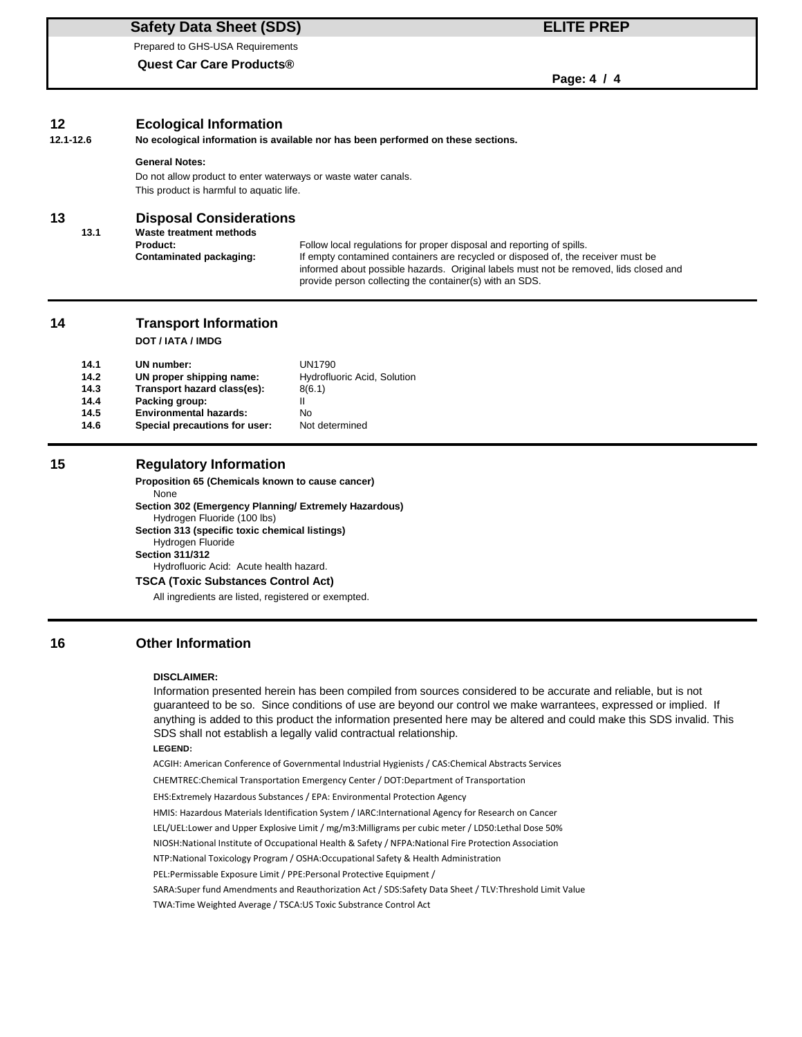## 12 Ecological Information

**12.1-12.6 No ecological information is available nor has been performed on these sections.**

**General Notes:**

Do not allow product to enter waterways or waste water canals.
This product is harmful to aquatic life.

## 13 Disposal Considerations

**13.1 Waste treatment methods**

| | |
|---|---|
| **Product:** | Follow local regulations for proper disposal and reporting of spills. |
| **Contaminated packaging:** | If empty contamined containers are recycled or disposed of, the receiver must be informed about possible hazards. Original labels must not be removed, lids closed and provide person collecting the container(s) with an SDS. |

## 14 Transport Information

**DOT / IATA / IMDG**

| | | |
|---|---|---|
| 14.1 | **UN number:** | UN1790 |
| 14.2 | **UN proper shipping name:** | Hydrofluoric Acid, Solution |
| 14.3 | **Transport hazard class(es):** | 8(6.1) |
| 14.4 | **Packing group:** | II |
| 14.5 | **Environmental hazards:** | No |
| 14.6 | **Special precautions for user:** | Not determined |

## 15 Regulatory Information

**Proposition 65 (Chemicals known to cause cancer)**
None

**Section 302 (Emergency Planning/ Extremely Hazardous)**
Hydrogen Fluoride (100 lbs)

**Section 313 (specific toxic chemical listings)**
Hydrogen Fluoride

**Section 311/312**
Hydrofluoric Acid: Acute health hazard.

**TSCA (Toxic Substances Control Act)**

All ingredients are listed, registered or exempted.

## 16 Other Information

**DISCLAIMER:**

Information presented herein has been compiled from sources considered to be accurate and reliable, but is not guaranteed to be so. Since conditions of use are beyond our control we make warrantees, expressed or implied. If anything is added to this product the information presented here may be altered and could make this SDS invalid. This SDS shall not establish a legally valid contractual relationship.

**LEGEND:**

ACGIH: American Conference of Governmental Industrial Hygienists / CAS:Chemical Abstracts Services

CHEMTREC:Chemical Transportation Emergency Center / DOT:Department of Transportation

EHS:Extremely Hazardous Substances / EPA: Environmental Protection Agency

HMIS: Hazardous Materials Identification System / IARC:International Agency for Research on Cancer

LEL/UEL:Lower and Upper Explosive Limit / mg/m3:Milligrams per cubic meter / LD50:Lethal Dose 50%

NIOSH:National Institute of Occupational Health & Safety / NFPA:National Fire Protection Association

NTP:National Toxicology Program / OSHA:Occupational Safety & Health Administration

PEL:Permissable Exposure Limit / PPE:Personal Protective Equipment /

SARA:Super fund Amendments and Reauthorization Act / SDS:Safety Data Sheet / TLV:Threshold Limit Value

TWA:Time Weighted Average / TSCA:US Toxic Substrance Control Act